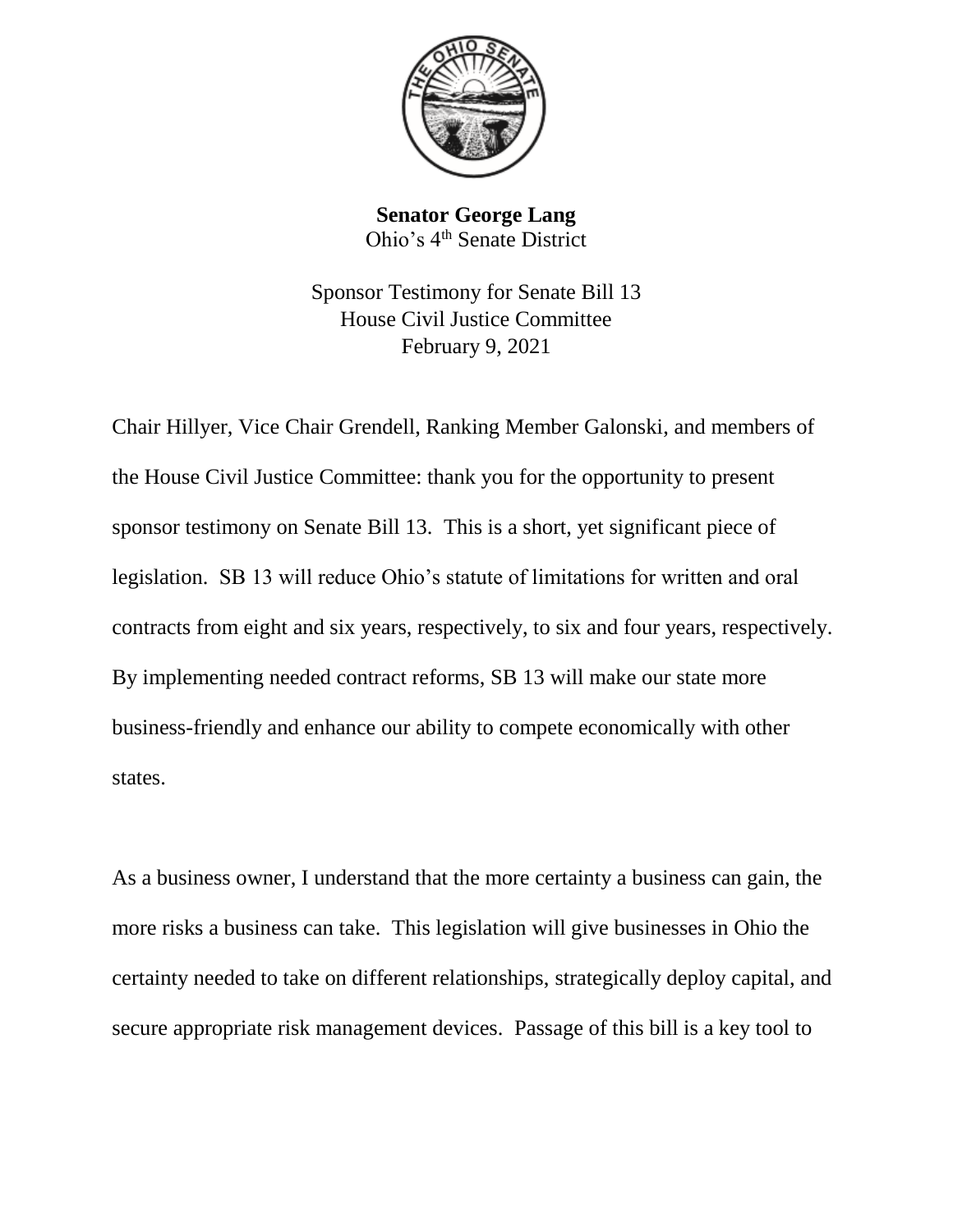**Senator George Lang**
Ohio's 4th Senate District

Sponsor Testimony for Senate Bill 13
House Civil Justice Committee
February 9, 2021

Chair Hillyer, Vice Chair Grendell, Ranking Member Galonski, and members of the House Civil Justice Committee: thank you for the opportunity to present sponsor testimony on Senate Bill 13. This is a short, yet significant piece of legislation. SB 13 will reduce Ohio's statute of limitations for written and oral contracts from eight and six years, respectively, to six and four years, respectively. By implementing needed contract reforms, SB 13 will make our state more business-friendly and enhance our ability to compete economically with other states.

As a business owner, I understand that the more certainty a business can gain, the more risks a business can take. This legislation will give businesses in Ohio the certainty needed to take on different relationships, strategically deploy capital, and secure appropriate risk management devices. Passage of this bill is a key tool to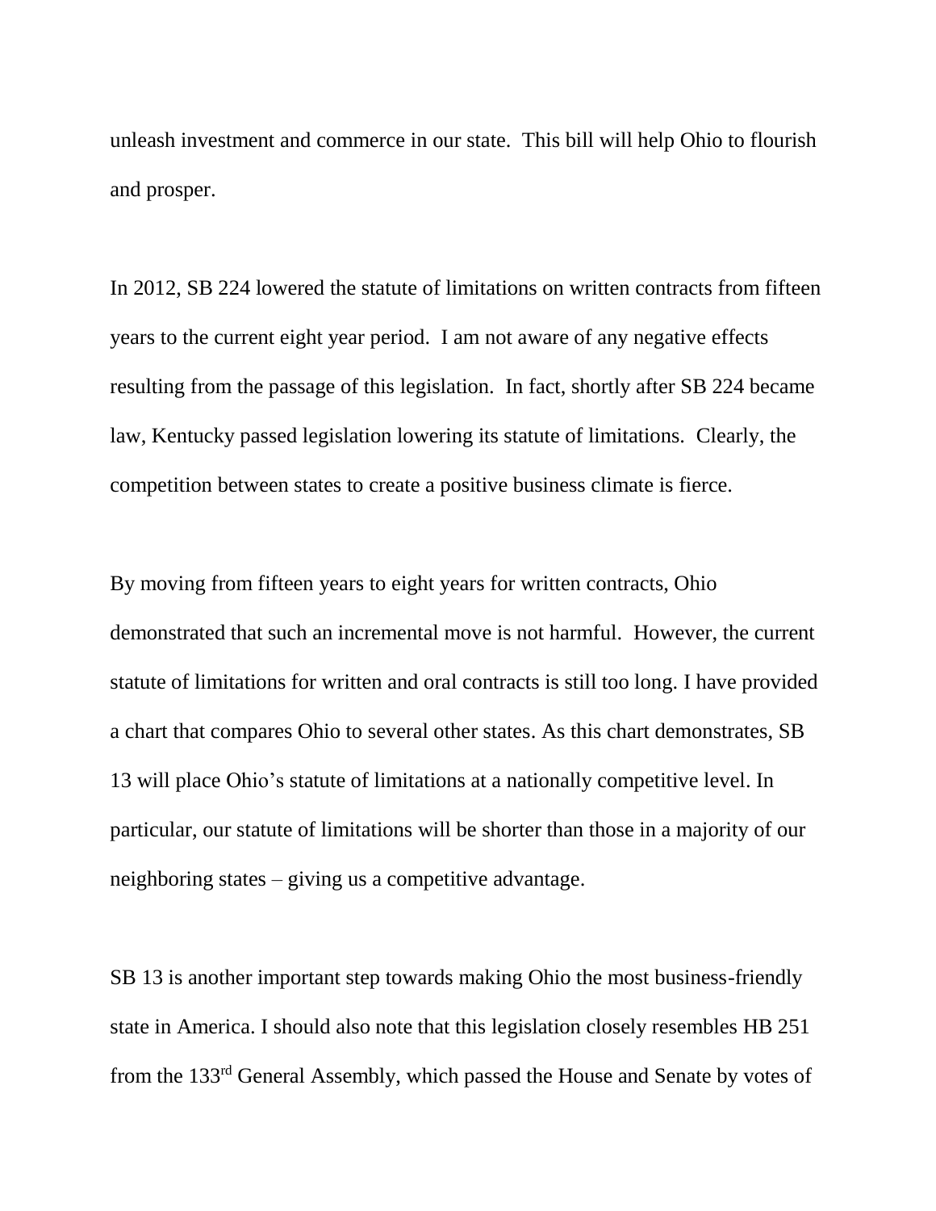unleash investment and commerce in our state. This bill will help Ohio to flourish and prosper.

In 2012, SB 224 lowered the statute of limitations on written contracts from fifteen years to the current eight year period. I am not aware of any negative effects resulting from the passage of this legislation. In fact, shortly after SB 224 became law, Kentucky passed legislation lowering its statute of limitations. Clearly, the competition between states to create a positive business climate is fierce.

By moving from fifteen years to eight years for written contracts, Ohio demonstrated that such an incremental move is not harmful. However, the current statute of limitations for written and oral contracts is still too long. I have provided a chart that compares Ohio to several other states. As this chart demonstrates, SB 13 will place Ohio's statute of limitations at a nationally competitive level. In particular, our statute of limitations will be shorter than those in a majority of our neighboring states – giving us a competitive advantage.

SB 13 is another important step towards making Ohio the most business-friendly state in America. I should also note that this legislation closely resembles HB 251 from the 133rd General Assembly, which passed the House and Senate by votes of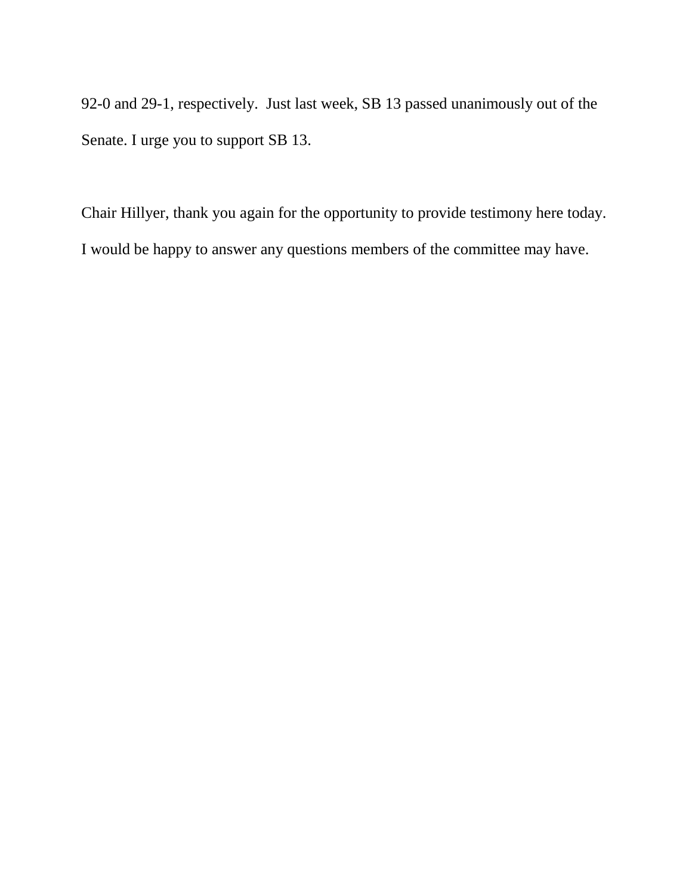92-0 and 29-1, respectively. Just last week, SB 13 passed unanimously out of the Senate. I urge you to support SB 13.

Chair Hillyer, thank you again for the opportunity to provide testimony here today. I would be happy to answer any questions members of the committee may have.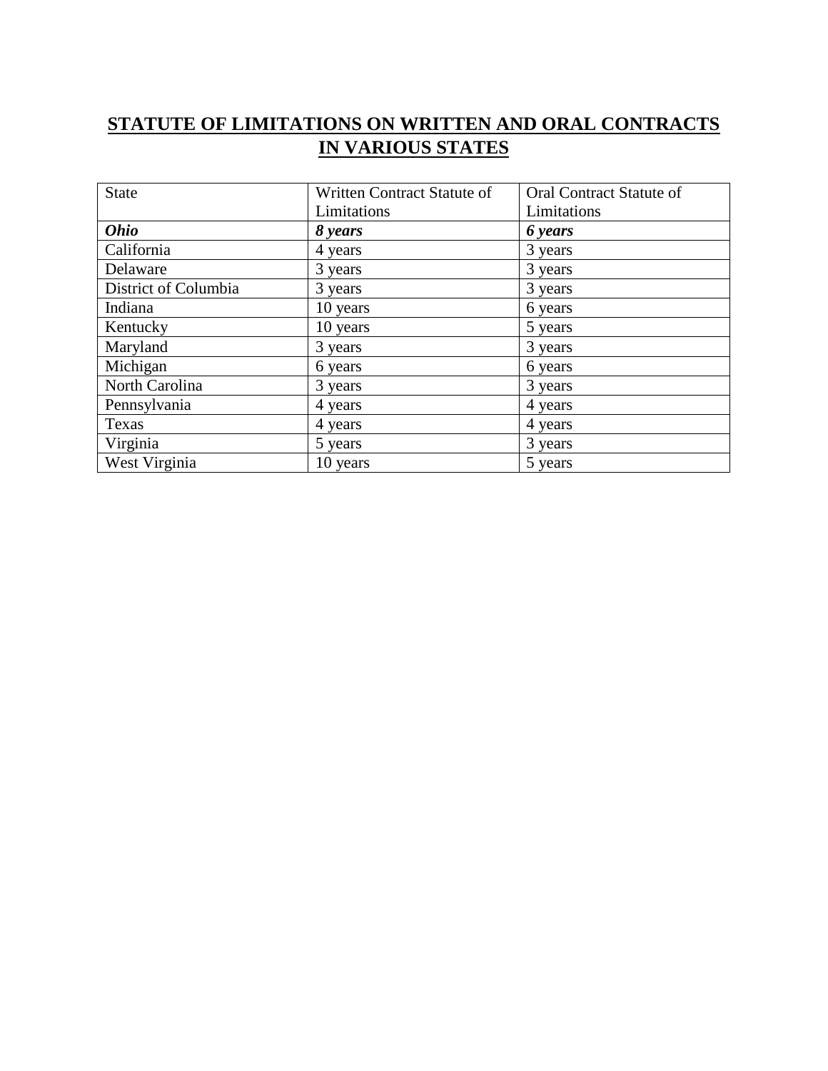# **STATUTE OF LIMITATIONS ON WRITTEN AND ORAL CONTRACTS IN VARIOUS STATES**

| State | Written Contract Statute of Limitations | Oral Contract Statute of Limitations |
|---|---|---|
| ***Ohio*** | ***8 years*** | ***6 years*** |
| California | 4 years | 3 years |
| Delaware | 3 years | 3 years |
| District of Columbia | 3 years | 3 years |
| Indiana | 10 years | 6 years |
| Kentucky | 10 years | 5 years |
| Maryland | 3 years | 3 years |
| Michigan | 6 years | 6 years |
| North Carolina | 3 years | 3 years |
| Pennsylvania | 4 years | 4 years |
| Texas | 4 years | 4 years |
| Virginia | 5 years | 3 years |
| West Virginia | 10 years | 5 years |